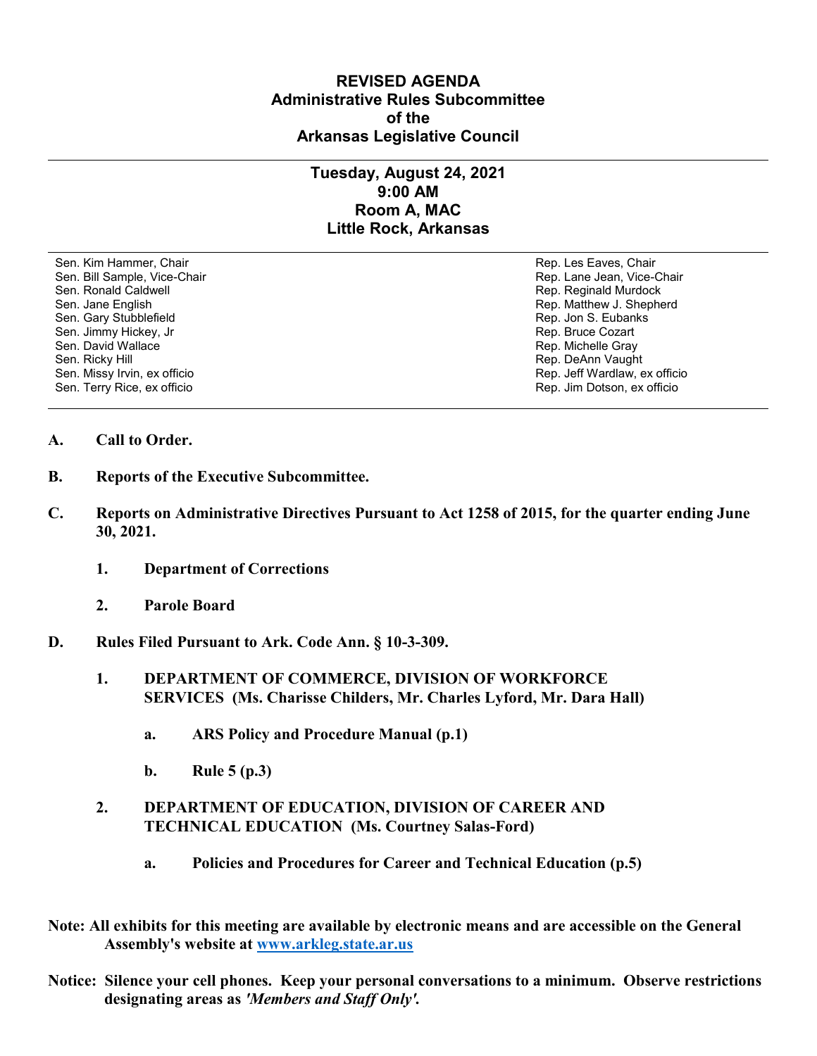# REVISED AGENDA
## Administrative Rules Subcommittee
## of the
## Arkansas Legislative Council

---

### Tuesday, August 24, 2021
### 9:00 AM
### Room A, MAC
### Little Rock, Arkansas

---

| | |
|---|---|
| Sen. Kim Hammer, Chair | Rep. Les Eaves, Chair |
| Sen. Bill Sample, Vice-Chair | Rep. Lane Jean, Vice-Chair |
| Sen. Ronald Caldwell | Rep. Reginald Murdock |
| Sen. Jane English | Rep. Matthew J. Shepherd |
| Sen. Gary Stubblefield | Rep. Jon S. Eubanks |
| Sen. Jimmy Hickey, Jr | Rep. Bruce Cozart |
| Sen. David Wallace | Rep. Michelle Gray |
| Sen. Ricky Hill | Rep. DeAnn Vaught |
| Sen. Missy Irvin, ex officio | Rep. Jeff Wardlaw, ex officio |
| Sen. Terry Rice, ex officio | Rep. Jim Dotson, ex officio |

---

**A. Call to Order.**

**B. Reports of the Executive Subcommittee.**

**C. Reports on Administrative Directives Pursuant to Act 1258 of 2015, for the quarter ending June 30, 2021.**

  **1. Department of Corrections**

  **2. Parole Board**

**D. Rules Filed Pursuant to Ark. Code Ann. § 10-3-309.**

  **1. DEPARTMENT OF COMMERCE, DIVISION OF WORKFORCE SERVICES (Ms. Charisse Childers, Mr. Charles Lyford, Mr. Dara Hall)**

    **a. ARS Policy and Procedure Manual (p.1)**

    **b. Rule 5 (p.3)**

  **2. DEPARTMENT OF EDUCATION, DIVISION OF CAREER AND TECHNICAL EDUCATION (Ms. Courtney Salas-Ford)**

    **a. Policies and Procedures for Career and Technical Education (p.5)**

**Note: All exhibits for this meeting are available by electronic means and are accessible on the General Assembly's website at [www.arkleg.state.ar.us](http://www.arkleg.state.ar.us)**

**Notice: Silence your cell phones. Keep your personal conversations to a minimum. Observe restrictions designating areas as *'Members and Staff Only'*.**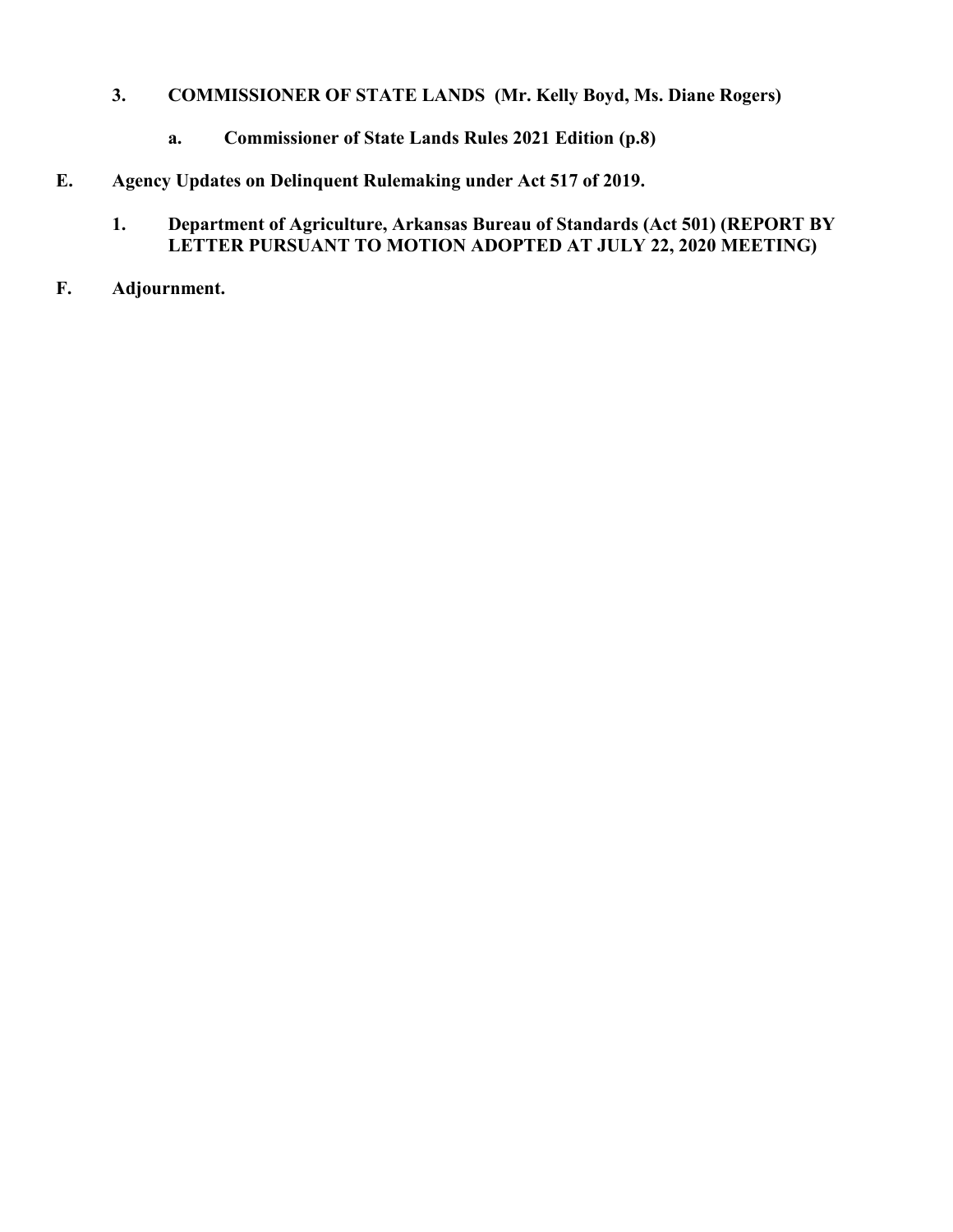3. **COMMISSIONER OF STATE LANDS (Mr. Kelly Boyd, Ms. Diane Rogers)**

    a. **Commissioner of State Lands Rules 2021 Edition (p.8)**

**E. Agency Updates on Delinquent Rulemaking under Act 517 of 2019.**

1. **Department of Agriculture, Arkansas Bureau of Standards (Act 501) (REPORT BY LETTER PURSUANT TO MOTION ADOPTED AT JULY 22, 2020 MEETING)**

**F. Adjournment.**